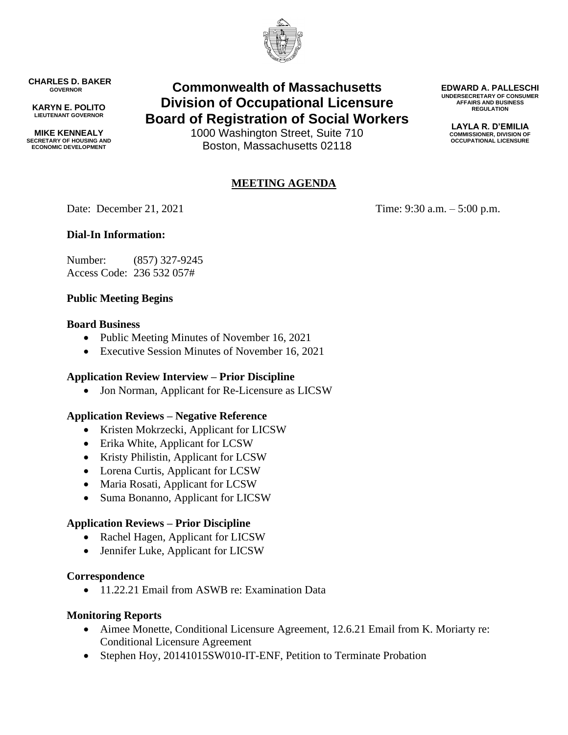**CHARLES D. BAKER**
GOVERNOR

**KARYN E. POLITO**
LIEUTENANT GOVERNOR

**MIKE KENNEALY**
SECRETARY OF HOUSING AND ECONOMIC DEVELOPMENT

# Commonwealth of Massachusetts
# Division of Occupational Licensure
# Board of Registration of Social Workers

1000 Washington Street, Suite 710
Boston, Massachusetts 02118

**EDWARD A. PALLESCHI**
UNDERSECRETARY OF CONSUMER AFFAIRS AND BUSINESS REGULATION

**LAYLA R. D'EMILIA**
COMMISSIONER, DIVISION OF OCCUPATIONAL LICENSURE

## MEETING AGENDA

Date: December 21, 2021

Time: 9:30 a.m. – 5:00 p.m.

**Dial-In Information:**

Number: (857) 327-9245
Access Code: 236 532 057#

**Public Meeting Begins**

**Board Business**

- Public Meeting Minutes of November 16, 2021
- Executive Session Minutes of November 16, 2021

**Application Review Interview – Prior Discipline**

- Jon Norman, Applicant for Re-Licensure as LICSW

**Application Reviews – Negative Reference**

- Kristen Mokrzecki, Applicant for LICSW
- Erika White, Applicant for LCSW
- Kristy Philistin, Applicant for LCSW
- Lorena Curtis, Applicant for LCSW
- Maria Rosati, Applicant for LCSW
- Suma Bonanno, Applicant for LICSW

**Application Reviews – Prior Discipline**

- Rachel Hagen, Applicant for LICSW
- Jennifer Luke, Applicant for LICSW

**Correspondence**

- 11.22.21 Email from ASWB re: Examination Data

**Monitoring Reports**

- Aimee Monette, Conditional Licensure Agreement, 12.6.21 Email from K. Moriarty re: Conditional Licensure Agreement
- Stephen Hoy, 20141015SW010-IT-ENF, Petition to Terminate Probation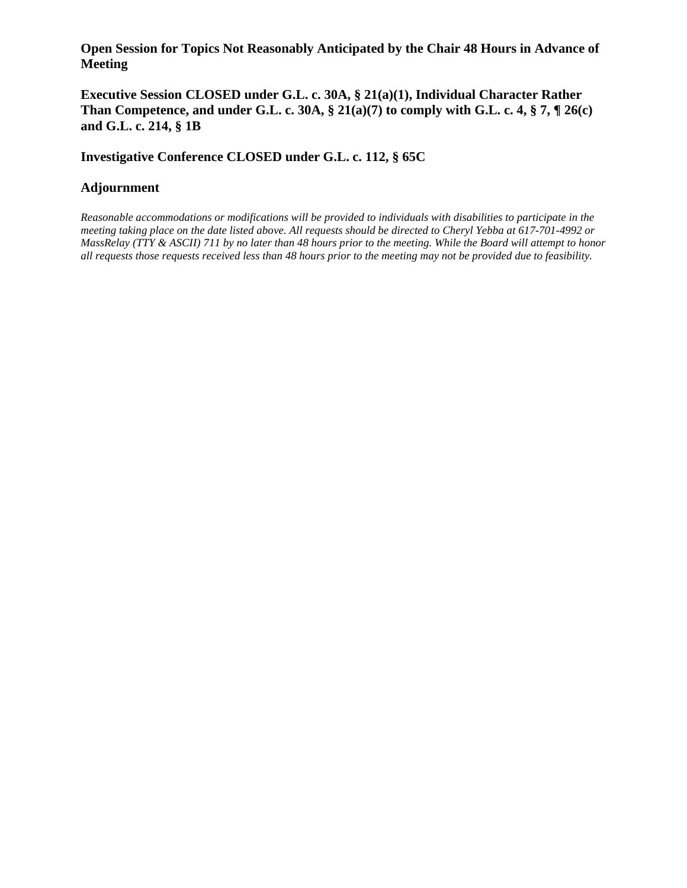**Open Session for Topics Not Reasonably Anticipated by the Chair 48 Hours in Advance of Meeting**

**Executive Session CLOSED under G.L. c. 30A, § 21(a)(1), Individual Character Rather Than Competence, and under G.L. c. 30A, § 21(a)(7) to comply with G.L. c. 4, § 7, ¶ 26(c) and G.L. c. 214, § 1B**

**Investigative Conference CLOSED under G.L. c. 112, § 65C**

**Adjournment**

*Reasonable accommodations or modifications will be provided to individuals with disabilities to participate in the meeting taking place on the date listed above. All requests should be directed to Cheryl Yebba at 617-701-4992 or MassRelay (TTY & ASCII) 711 by no later than 48 hours prior to the meeting. While the Board will attempt to honor all requests those requests received less than 48 hours prior to the meeting may not be provided due to feasibility.*